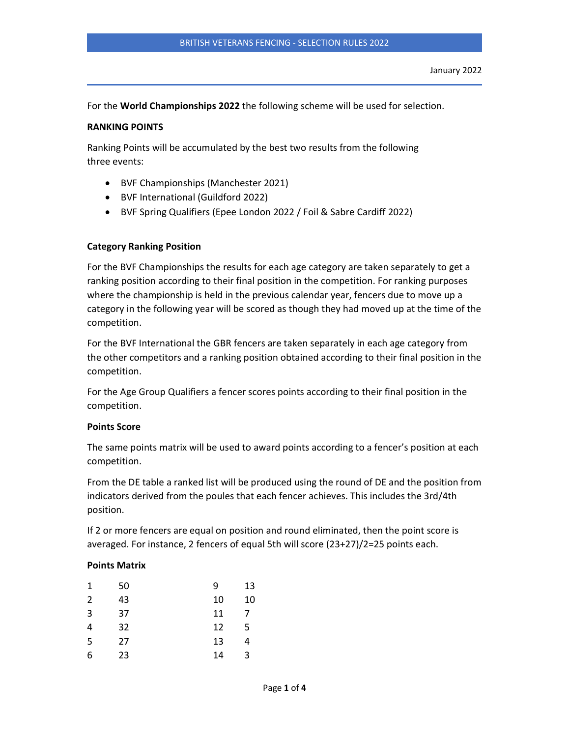January 2022

For the **World Championships 2022** the following scheme will be used for selection.

**RANKING POINTS**

Ranking Points will be accumulated by the best two results from the following three events:

- BVF Championships (Manchester 2021)
- BVF International (Guildford 2022)
- BVF Spring Qualifiers (Epee London 2022 / Foil & Sabre Cardiff 2022)

**Category Ranking Position**

For the BVF Championships the results for each age category are taken separately to get a ranking position according to their final position in the competition. For ranking purposes where the championship is held in the previous calendar year, fencers due to move up a category in the following year will be scored as though they had moved up at the time of the competition.

For the BVF International the GBR fencers are taken separately in each age category from the other competitors and a ranking position obtained according to their final position in the competition.

For the Age Group Qualifiers a fencer scores points according to their final position in the competition.

**Points Score**

The same points matrix will be used to award points according to a fencer's position at each competition.

From the DE table a ranked list will be produced using the round of DE and the position from indicators derived from the poules that each fencer achieves. This includes the 3rd/4th position.

If 2 or more fencers are equal on position and round eliminated, then the point score is averaged. For instance, 2 fencers of equal 5th will score (23+27)/2=25 points each.

**Points Matrix**

| Position | Points | Position | Points |
|---|---|---|---|
| 1 | 50 | 9 | 13 |
| 2 | 43 | 10 | 10 |
| 3 | 37 | 11 | 7 |
| 4 | 32 | 12 | 5 |
| 5 | 27 | 13 | 4 |
| 6 | 23 | 14 | 3 |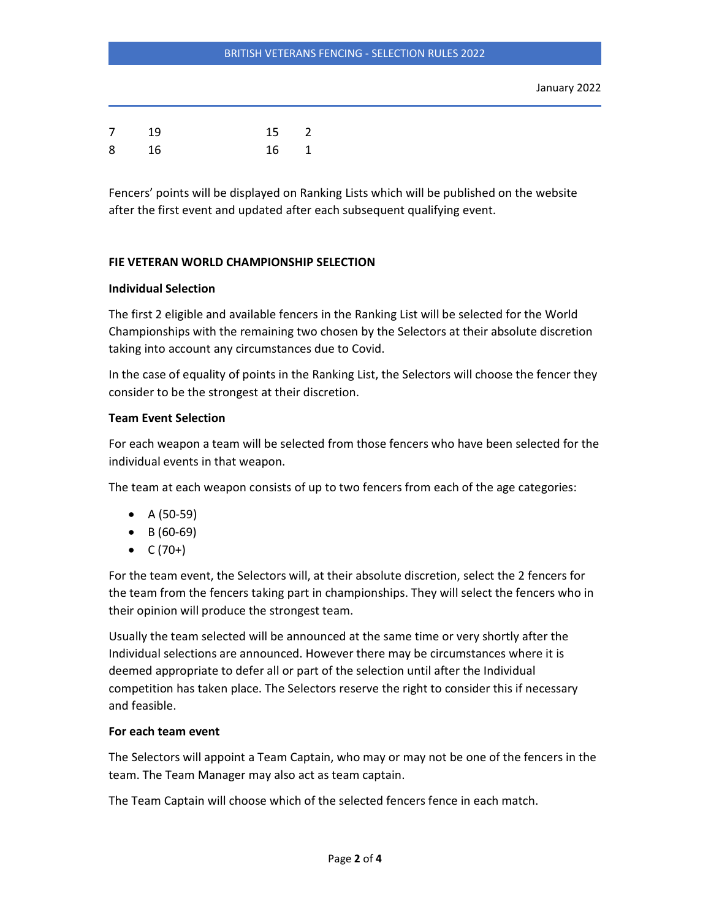| | | | |
|---|---|---|---|
| 7 | 19 | 15 | 2 |
| 8 | 16 | 16 | 1 |

Fencers' points will be displayed on Ranking Lists which will be published on the website after the first event and updated after each subsequent qualifying event.

**FIE VETERAN WORLD CHAMPIONSHIP SELECTION**

**Individual Selection**

The first 2 eligible and available fencers in the Ranking List will be selected for the World Championships with the remaining two chosen by the Selectors at their absolute discretion taking into account any circumstances due to Covid.

In the case of equality of points in the Ranking List, the Selectors will choose the fencer they consider to be the strongest at their discretion.

**Team Event Selection**

For each weapon a team will be selected from those fencers who have been selected for the individual events in that weapon.

The team at each weapon consists of up to two fencers from each of the age categories:

- A (50-59)
- B (60-69)
- C (70+)

For the team event, the Selectors will, at their absolute discretion, select the 2 fencers for the team from the fencers taking part in championships. They will select the fencers who in their opinion will produce the strongest team.

Usually the team selected will be announced at the same time or very shortly after the Individual selections are announced. However there may be circumstances where it is deemed appropriate to defer all or part of the selection until after the Individual competition has taken place. The Selectors reserve the right to consider this if necessary and feasible.

**For each team event**

The Selectors will appoint a Team Captain, who may or may not be one of the fencers in the team. The Team Manager may also act as team captain.

The Team Captain will choose which of the selected fencers fence in each match.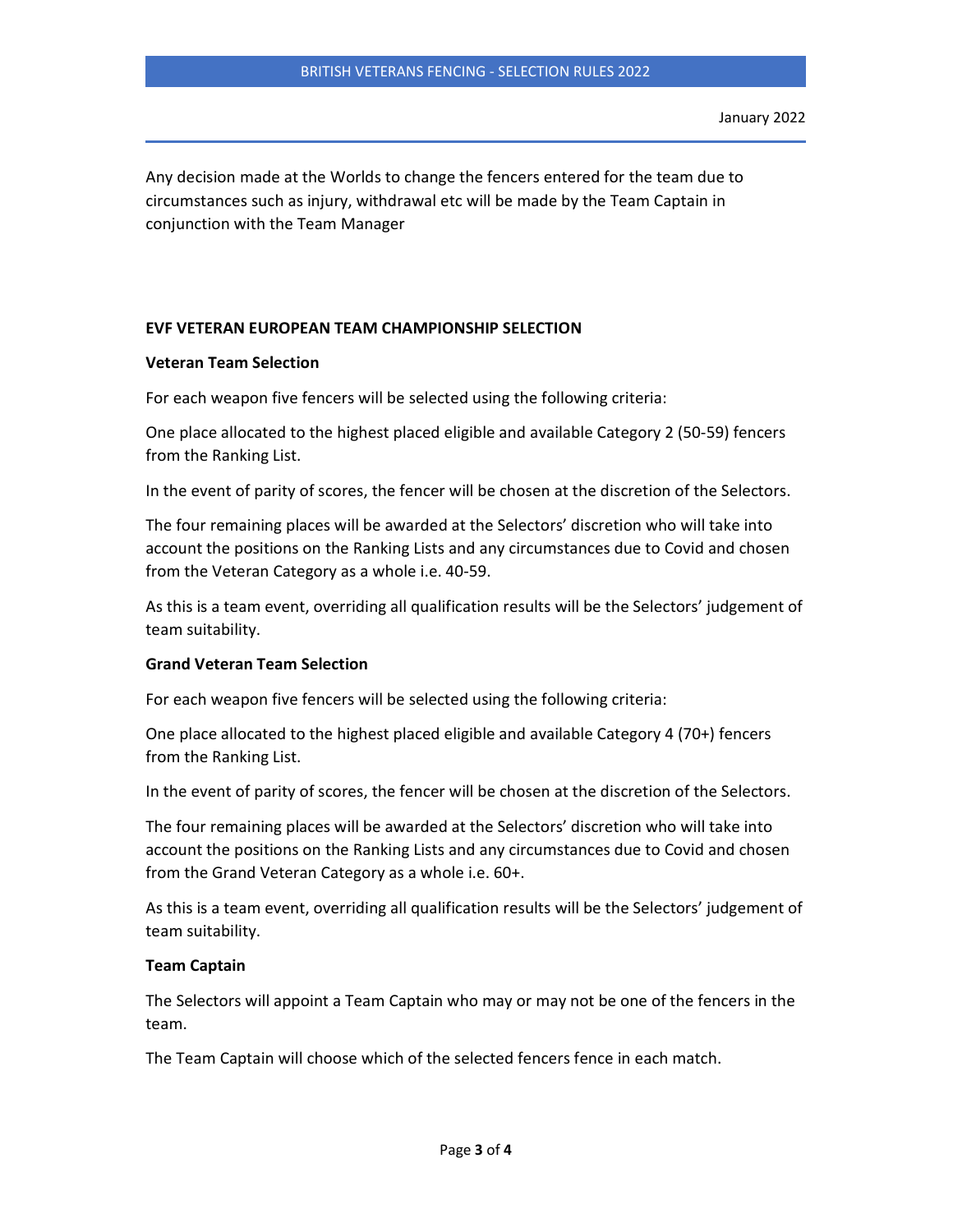Any decision made at the Worlds to change the fencers entered for the team due to circumstances such as injury, withdrawal etc will be made by the Team Captain in conjunction with the Team Manager

## EVF VETERAN EUROPEAN TEAM CHAMPIONSHIP SELECTION

### Veteran Team Selection

For each weapon five fencers will be selected using the following criteria:

One place allocated to the highest placed eligible and available Category 2 (50-59) fencers from the Ranking List.

In the event of parity of scores, the fencer will be chosen at the discretion of the Selectors.

The four remaining places will be awarded at the Selectors' discretion who will take into account the positions on the Ranking Lists and any circumstances due to Covid and chosen from the Veteran Category as a whole i.e. 40-59.

As this is a team event, overriding all qualification results will be the Selectors' judgement of team suitability.

### Grand Veteran Team Selection

For each weapon five fencers will be selected using the following criteria:

One place allocated to the highest placed eligible and available Category 4 (70+) fencers from the Ranking List.

In the event of parity of scores, the fencer will be chosen at the discretion of the Selectors.

The four remaining places will be awarded at the Selectors' discretion who will take into account the positions on the Ranking Lists and any circumstances due to Covid and chosen from the Grand Veteran Category as a whole i.e. 60+.

As this is a team event, overriding all qualification results will be the Selectors' judgement of team suitability.

### Team Captain

The Selectors will appoint a Team Captain who may or may not be one of the fencers in the team.

The Team Captain will choose which of the selected fencers fence in each match.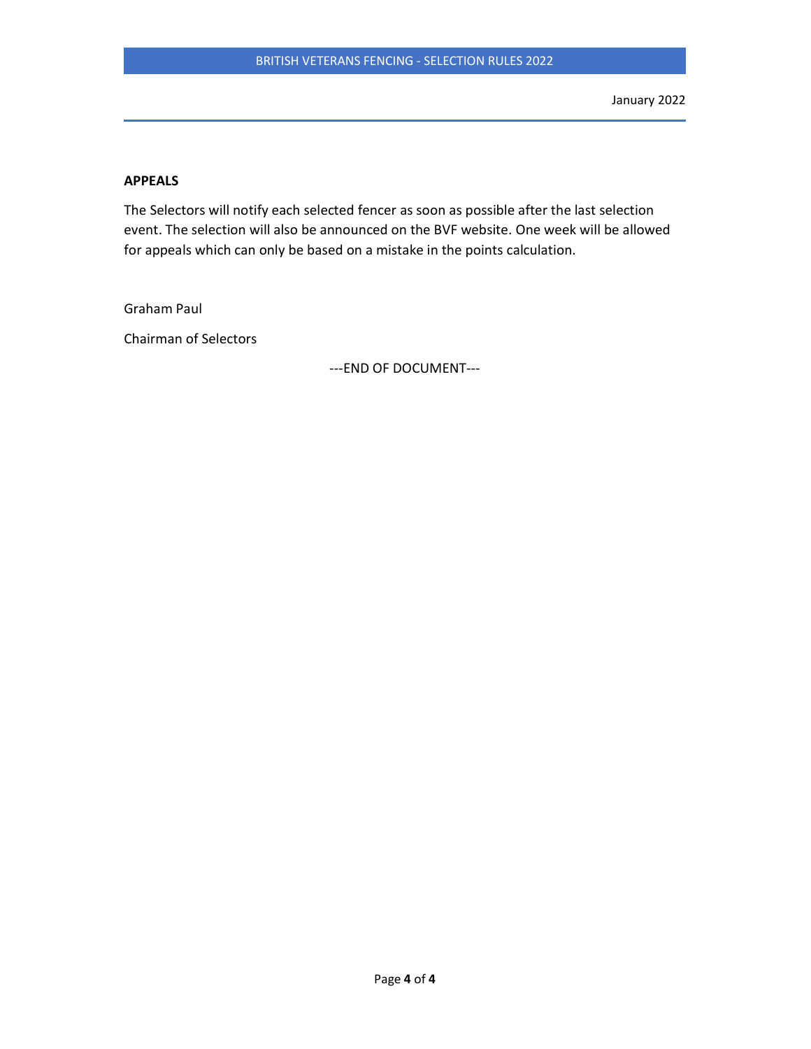**APPEALS**

The Selectors will notify each selected fencer as soon as possible after the last selection event. The selection will also be announced on the BVF website. One week will be allowed for appeals which can only be based on a mistake in the points calculation.

Graham Paul

Chairman of Selectors

---END OF DOCUMENT---